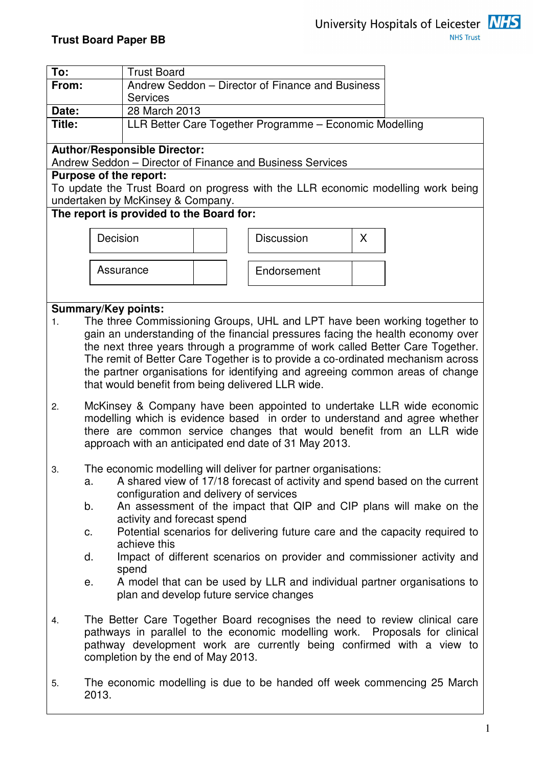**Trust Board Paper BB**

University Hospitals of Leicester NHS Trust

| | |
|---|---|
| **To:** | Trust Board |
| **From:** | Andrew Seddon – Director of Finance and Business Services |
| **Date:** | 28 March 2013 |
| **Title:** | LLR Better Care Together Programme – Economic Modelling |

**Author/Responsible Director:**
Andrew Seddon – Director of Finance and Business Services

**Purpose of the report:**
To update the Trust Board on progress with the LLR economic modelling work being undertaken by McKinsey & Company.

**The report is provided to the Board for:**

| | | | |
|---|---|---|---|
| Decision | | Discussion | X |
| Assurance | | Endorsement | |

**Summary/Key points:**

1. The three Commissioning Groups, UHL and LPT have been working together to gain an understanding of the financial pressures facing the health economy over the next three years through a programme of work called Better Care Together. The remit of Better Care Together is to provide a co-ordinated mechanism across the partner organisations for identifying and agreeing common areas of change that would benefit from being delivered LLR wide.

2. McKinsey & Company have been appointed to undertake LLR wide economic modelling which is evidence based in order to understand and agree whether there are common service changes that would benefit from an LLR wide approach with an anticipated end date of 31 May 2013.

3. The economic modelling will deliver for partner organisations:
   a. A shared view of 17/18 forecast of activity and spend based on the current configuration and delivery of services
   b. An assessment of the impact that QIP and CIP plans will make on the activity and forecast spend
   c. Potential scenarios for delivering future care and the capacity required to achieve this
   d. Impact of different scenarios on provider and commissioner activity and spend
   e. A model that can be used by LLR and individual partner organisations to plan and develop future service changes

4. The Better Care Together Board recognises the need to review clinical care pathways in parallel to the economic modelling work. Proposals for clinical pathway development work are currently being confirmed with a view to completion by the end of May 2013.

5. The economic modelling is due to be handed off week commencing 25 March 2013.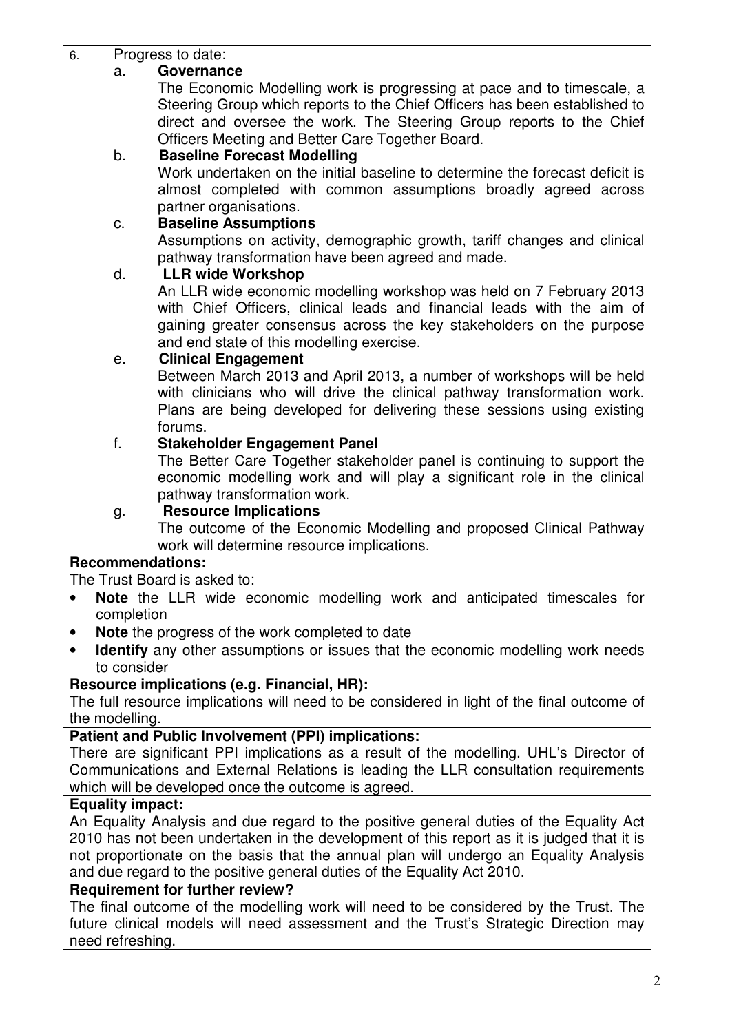6. Progress to date:

   a. **Governance**

      The Economic Modelling work is progressing at pace and to timescale, a Steering Group which reports to the Chief Officers has been established to direct and oversee the work. The Steering Group reports to the Chief Officers Meeting and Better Care Together Board.

   b. **Baseline Forecast Modelling**

      Work undertaken on the initial baseline to determine the forecast deficit is almost completed with common assumptions broadly agreed across partner organisations.

   c. **Baseline Assumptions**

      Assumptions on activity, demographic growth, tariff changes and clinical pathway transformation have been agreed and made.

   d. **LLR wide Workshop**

      An LLR wide economic modelling workshop was held on 7 February 2013 with Chief Officers, clinical leads and financial leads with the aim of gaining greater consensus across the key stakeholders on the purpose and end state of this modelling exercise.

   e. **Clinical Engagement**

      Between March 2013 and April 2013, a number of workshops will be held with clinicians who will drive the clinical pathway transformation work. Plans are being developed for delivering these sessions using existing forums.

   f. **Stakeholder Engagement Panel**

      The Better Care Together stakeholder panel is continuing to support the economic modelling work and will play a significant role in the clinical pathway transformation work.

   g. **Resource Implications**

      The outcome of the Economic Modelling and proposed Clinical Pathway work will determine resource implications.

**Recommendations:**

The Trust Board is asked to:

- **Note** the LLR wide economic modelling work and anticipated timescales for completion
- **Note** the progress of the work completed to date
- **Identify** any other assumptions or issues that the economic modelling work needs to consider

**Resource implications (e.g. Financial, HR):**

The full resource implications will need to be considered in light of the final outcome of the modelling.

**Patient and Public Involvement (PPI) implications:**

There are significant PPI implications as a result of the modelling. UHL's Director of Communications and External Relations is leading the LLR consultation requirements which will be developed once the outcome is agreed.

**Equality impact:**

An Equality Analysis and due regard to the positive general duties of the Equality Act 2010 has not been undertaken in the development of this report as it is judged that it is not proportionate on the basis that the annual plan will undergo an Equality Analysis and due regard to the positive general duties of the Equality Act 2010.

**Requirement for further review?**

The final outcome of the modelling work will need to be considered by the Trust. The future clinical models will need assessment and the Trust's Strategic Direction may need refreshing.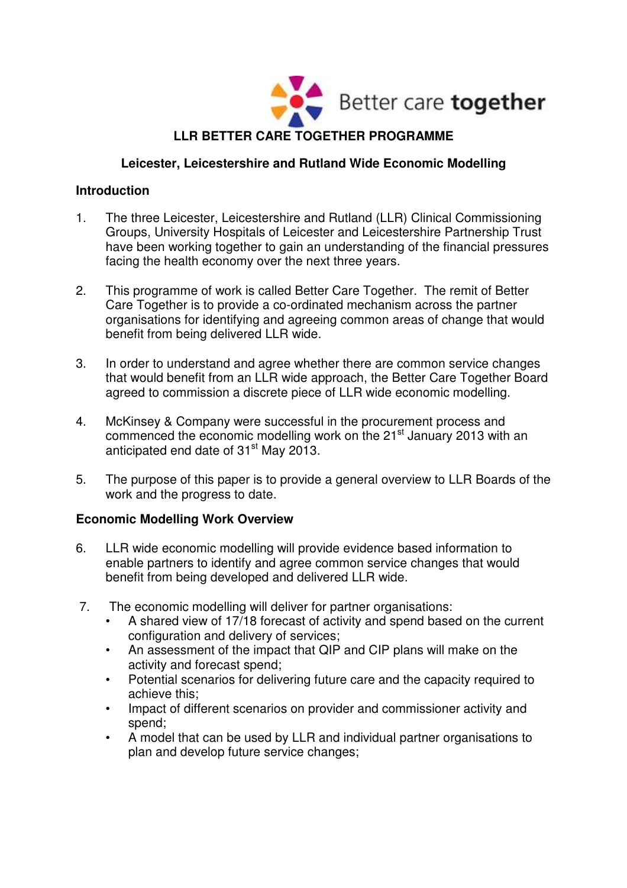# LLR BETTER CARE TOGETHER PROGRAMME

## Leicester, Leicestershire and Rutland Wide Economic Modelling

### Introduction

1. The three Leicester, Leicestershire and Rutland (LLR) Clinical Commissioning Groups, University Hospitals of Leicester and Leicestershire Partnership Trust have been working together to gain an understanding of the financial pressures facing the health economy over the next three years.

2. This programme of work is called Better Care Together. The remit of Better Care Together is to provide a co-ordinated mechanism across the partner organisations for identifying and agreeing common areas of change that would benefit from being delivered LLR wide.

3. In order to understand and agree whether there are common service changes that would benefit from an LLR wide approach, the Better Care Together Board agreed to commission a discrete piece of LLR wide economic modelling.

4. McKinsey & Company were successful in the procurement process and commenced the economic modelling work on the 21st January 2013 with an anticipated end date of 31st May 2013.

5. The purpose of this paper is to provide a general overview to LLR Boards of the work and the progress to date.

### Economic Modelling Work Overview

6. LLR wide economic modelling will provide evidence based information to enable partners to identify and agree common service changes that would benefit from being developed and delivered LLR wide.

7. The economic modelling will deliver for partner organisations:
   - A shared view of 17/18 forecast of activity and spend based on the current configuration and delivery of services;
   - An assessment of the impact that QIP and CIP plans will make on the activity and forecast spend;
   - Potential scenarios for delivering future care and the capacity required to achieve this;
   - Impact of different scenarios on provider and commissioner activity and spend;
   - A model that can be used by LLR and individual partner organisations to plan and develop future service changes;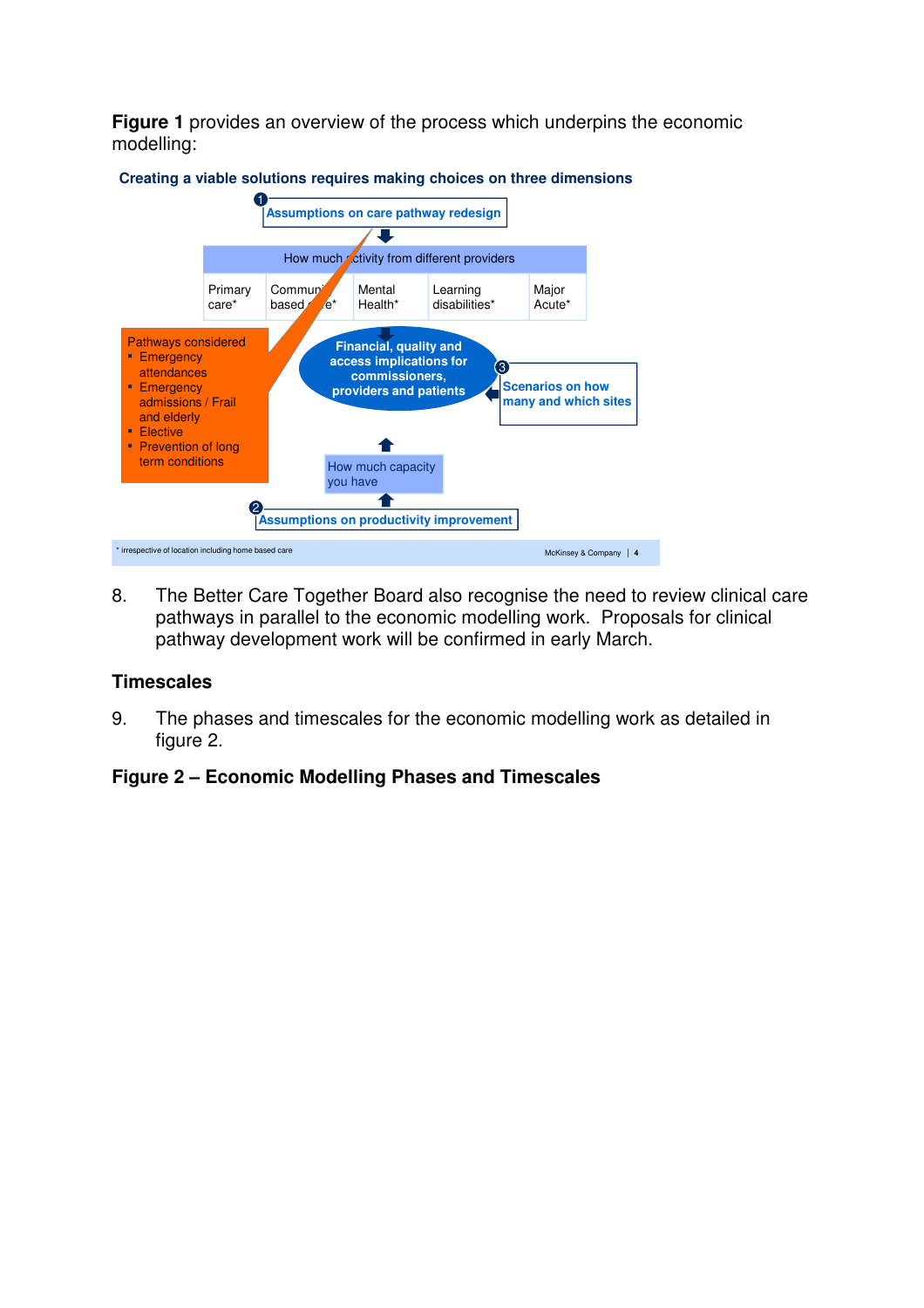**Figure 1** provides an overview of the process which underpins the economic modelling:

**Creating a viable solutions requires making choices on three dimensions**

1 Assumptions on care pathway redesign

How much activity from different providers

| Primary care* | Community based care* | Mental Health* | Learning disabilities* | Major Acute* |
|---|---|---|---|---|

Pathways considered
- Emergency attendances
- Emergency admissions / Frail and elderly
- Elective
- Prevention of long term conditions

Financial, quality and access implications for commissioners, providers and patients

3 Scenarios on how many and which sites

How much capacity you have

2 Assumptions on productivity improvement

\* irrespective of location including home based care

McKinsey & Company | 4

8. The Better Care Together Board also recognise the need to review clinical care pathways in parallel to the economic modelling work. Proposals for clinical pathway development work will be confirmed in early March.

## Timescales

9. The phases and timescales for the economic modelling work as detailed in figure 2.

**Figure 2 – Economic Modelling Phases and Timescales**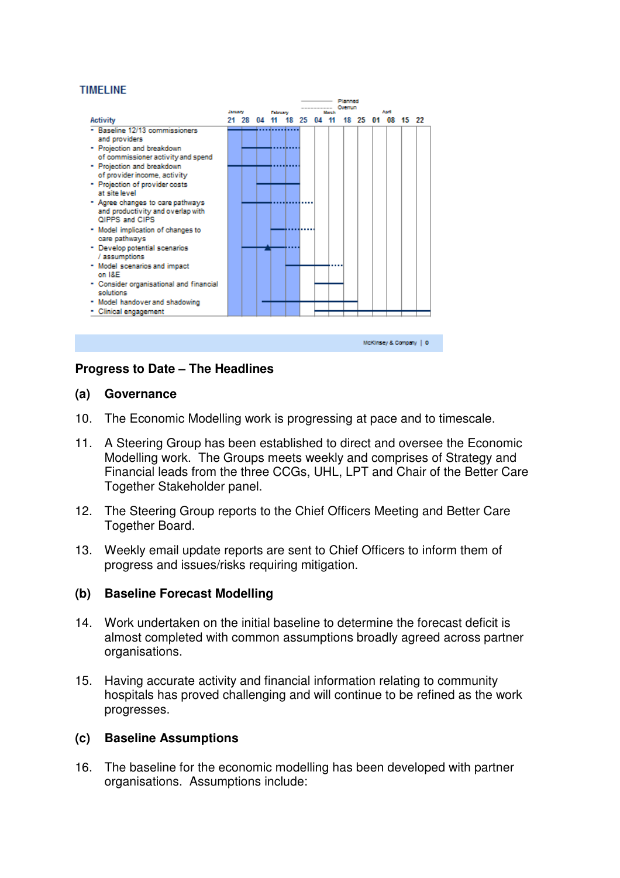TIMELINE

| Activity | Jan 21 | Jan 28 | Feb 04 | Feb 11 | Feb 18 | Feb 25 | Mar 04 | Mar 11 | Mar 18 | Mar 25 | Apr 01 | Apr 08 | Apr 15 | Apr 22 |
|---|---|---|---|---|---|---|---|---|---|---|---|---|---|---|
| Baseline 12/13 commissioners and providers | | | | | | | | | | | | | | |
| Projection and breakdown of commissioner activity and spend | | | | | | | | | | | | | | |
| Projection and breakdown of provider income, activity | | | | | | | | | | | | | | |
| Projection of provider costs at site level | | | | | | | | | | | | | | |
| Agree changes to care pathways and productivity and overlap with QIPPS and CIPS | | | | | | | | | | | | | | |
| Model implication of changes to care pathways | | | | | | | | | | | | | | |
| Develop potential scenarios / assumptions | | | | | | | | | | | | | | |
| Model scenarios and impact on I&E | | | | | | | | | | | | | | |
| Consider organisational and financial solutions | | | | | | | | | | | | | | |
| Model handover and shadowing | | | | | | | | | | | | | | |
| Clinical engagement | | | | | | | | | | | | | | |

Legend: ——— Planned; - - - - Overrun

McKinsey & Company | 0

## Progress to Date – The Headlines

### (a) Governance

10. The Economic Modelling work is progressing at pace and to timescale.

11. A Steering Group has been established to direct and oversee the Economic Modelling work. The Groups meets weekly and comprises of Strategy and Financial leads from the three CCGs, UHL, LPT and Chair of the Better Care Together Stakeholder panel.

12. The Steering Group reports to the Chief Officers Meeting and Better Care Together Board.

13. Weekly email update reports are sent to Chief Officers to inform them of progress and issues/risks requiring mitigation.

### (b) Baseline Forecast Modelling

14. Work undertaken on the initial baseline to determine the forecast deficit is almost completed with common assumptions broadly agreed across partner organisations.

15. Having accurate activity and financial information relating to community hospitals has proved challenging and will continue to be refined as the work progresses.

### (c) Baseline Assumptions

16. The baseline for the economic modelling has been developed with partner organisations. Assumptions include: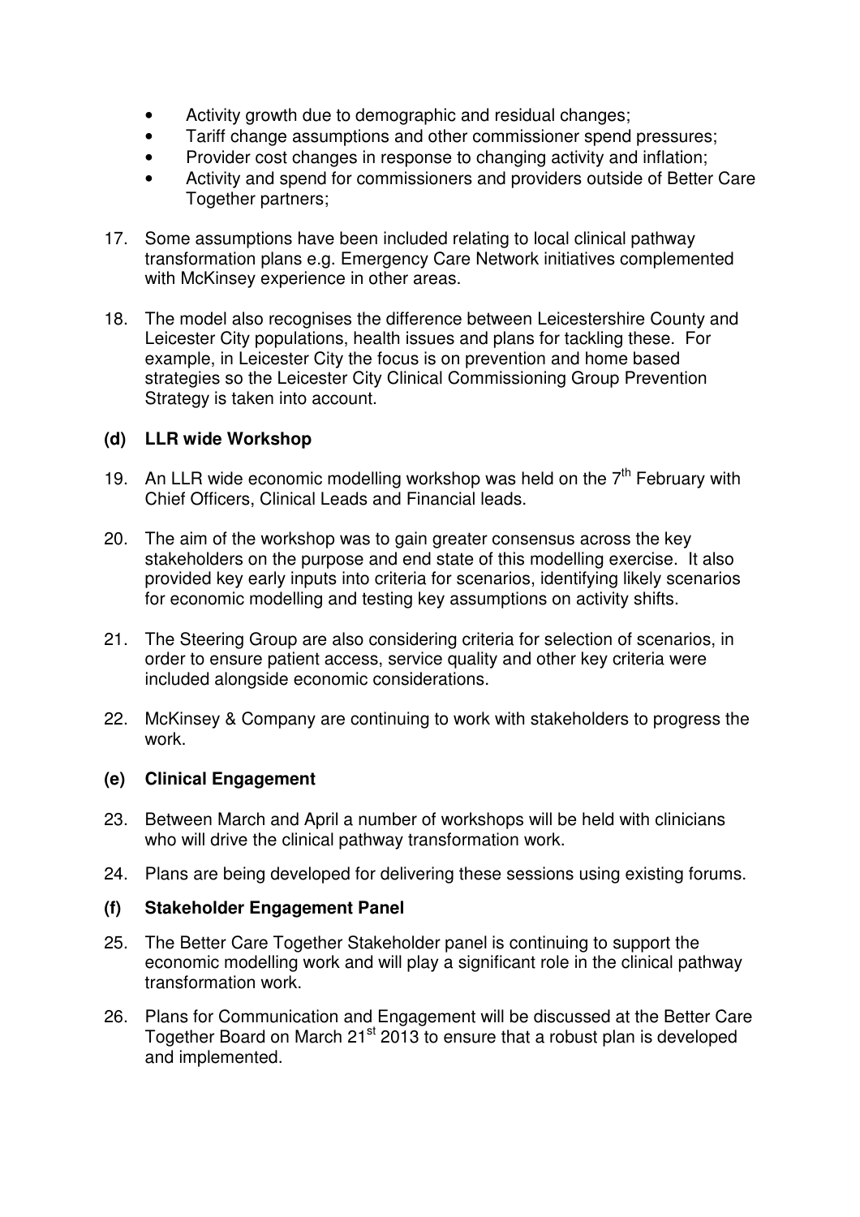- Activity growth due to demographic and residual changes;
- Tariff change assumptions and other commissioner spend pressures;
- Provider cost changes in response to changing activity and inflation;
- Activity and spend for commissioners and providers outside of Better Care Together partners;

17. Some assumptions have been included relating to local clinical pathway transformation plans e.g. Emergency Care Network initiatives complemented with McKinsey experience in other areas.

18. The model also recognises the difference between Leicestershire County and Leicester City populations, health issues and plans for tackling these. For example, in Leicester City the focus is on prevention and home based strategies so the Leicester City Clinical Commissioning Group Prevention Strategy is taken into account.

### (d) LLR wide Workshop

19. An LLR wide economic modelling workshop was held on the 7th February with Chief Officers, Clinical Leads and Financial leads.

20. The aim of the workshop was to gain greater consensus across the key stakeholders on the purpose and end state of this modelling exercise. It also provided key early inputs into criteria for scenarios, identifying likely scenarios for economic modelling and testing key assumptions on activity shifts.

21. The Steering Group are also considering criteria for selection of scenarios, in order to ensure patient access, service quality and other key criteria were included alongside economic considerations.

22. McKinsey & Company are continuing to work with stakeholders to progress the work.

### (e) Clinical Engagement

23. Between March and April a number of workshops will be held with clinicians who will drive the clinical pathway transformation work.

24. Plans are being developed for delivering these sessions using existing forums.

### (f) Stakeholder Engagement Panel

25. The Better Care Together Stakeholder panel is continuing to support the economic modelling work and will play a significant role in the clinical pathway transformation work.

26. Plans for Communication and Engagement will be discussed at the Better Care Together Board on March 21st 2013 to ensure that a robust plan is developed and implemented.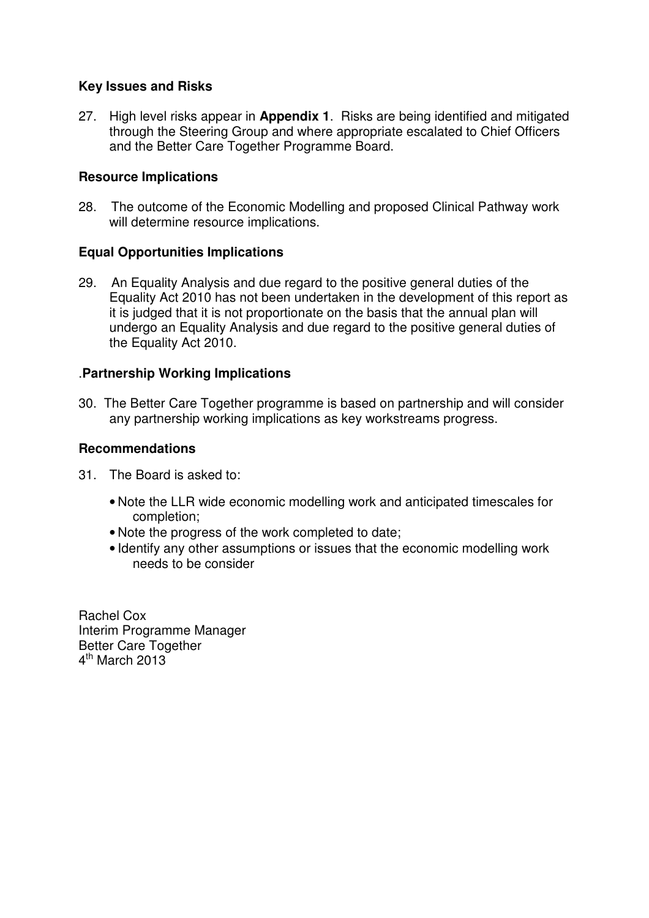### Key Issues and Risks

27. High level risks appear in **Appendix 1**. Risks are being identified and mitigated through the Steering Group and where appropriate escalated to Chief Officers and the Better Care Together Programme Board.

### Resource Implications

28. The outcome of the Economic Modelling and proposed Clinical Pathway work will determine resource implications.

### Equal Opportunities Implications

29. An Equality Analysis and due regard to the positive general duties of the Equality Act 2010 has not been undertaken in the development of this report as it is judged that it is not proportionate on the basis that the annual plan will undergo an Equality Analysis and due regard to the positive general duties of the Equality Act 2010.

### .Partnership Working Implications

30. The Better Care Together programme is based on partnership and will consider any partnership working implications as key workstreams progress.

### Recommendations

31. The Board is asked to:

- Note the LLR wide economic modelling work and anticipated timescales for completion;
- Note the progress of the work completed to date;
- Identify any other assumptions or issues that the economic modelling work needs to be consider

Rachel Cox
Interim Programme Manager
Better Care Together
4th March 2013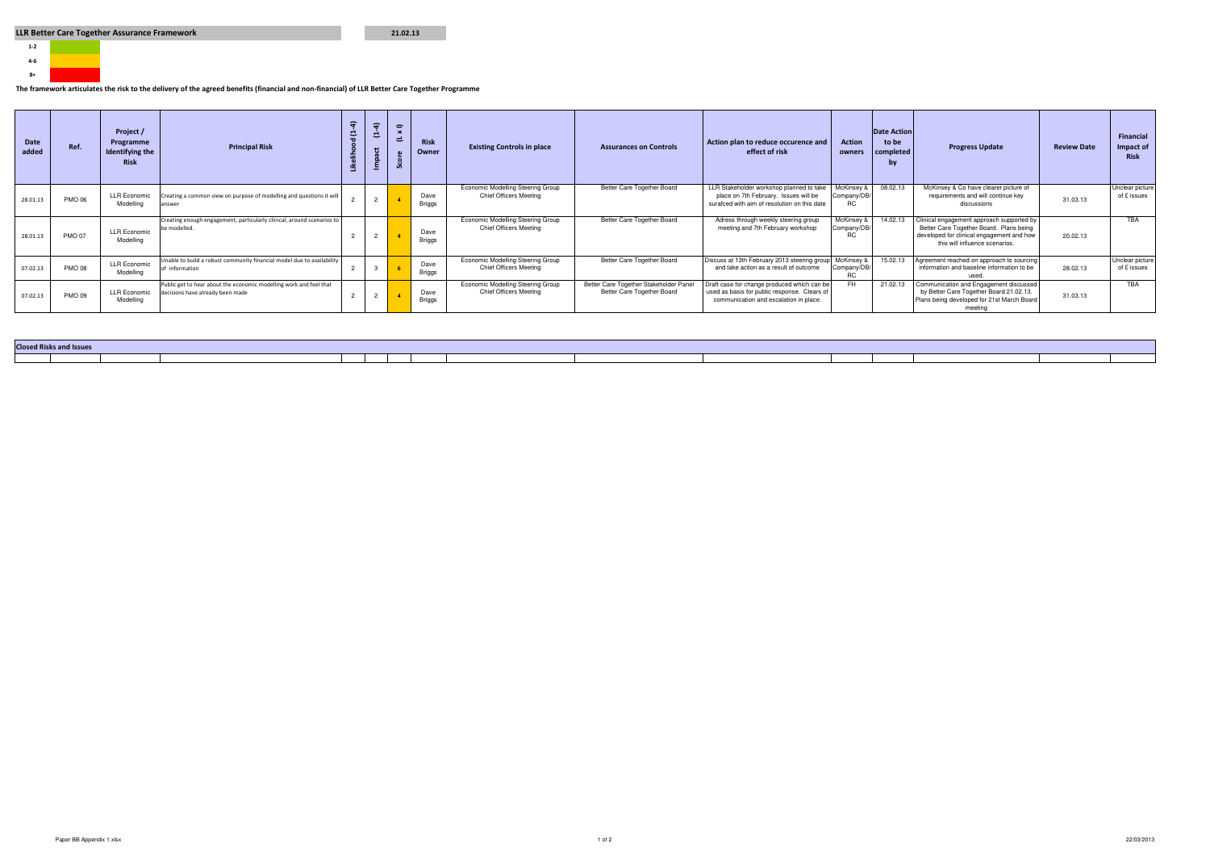## LLR Better Care Together Assurance Framework

21.02.13

| | |
|---|---|
| 1-2 | |
| 4-6 | |
| 8+ | |

**The framework articulates the risk to the delivery of the agreed benefits (financial and non-financial) of LLR Better Care Together Programme**

| Date added | Ref. | Project / Programme Identifying the Risk | Principal Risk | Likelihood (1-4) | Impact (1-4) | Score (L x I) | Risk Owner | Existing Controls in place | Assurances on Controls | Action plan to reduce occurence and effect of risk | Action owners | Date Action to be completed by | Progress Update | Review Date | Financial Impact of Risk |
|---|---|---|---|---|---|---|---|---|---|---|---|---|---|---|---|
| 28.01.13 | PMO 06 | LLR Economic Modelling | Creating a common view on purpose of modelling and questions it will answer | 2 | 2 | 4 | Dave Briggs | Economic Modelling Steering Group Chief Officers Meeting | Better Care Together Board | LLR Stakeholder workshop planned to take place on 7th February. Issues will be surafced with aim of resolution on this date | McKinsey & Company/DB/ RC | 08.02.13 | McKinsey & Co have clearer picture of requirements and will continue key discussions | 31.03.13 | Unclear picture of £ issues |
| 28.01.13 | PMO 07 | LLR Economic Modelling | Creating enough engagement, particularly clinical, around scenarios to be modelled. | 2 | 2 | 4 | Dave Briggs | Economic Modelling Steering Group Chief Officers Meeting | Better Care Together Board | Adress through weekly steering group meeting and 7th February workshop | McKinsey & Company/DB/ RC | 14.02.13 | Clinical engagement approach supported by Better Care Together Board. Plans being developed for clinical engagement and how this will influence scenarios. | 20.02.13 | TBA |
| 07.02.13 | PMO 08 | LLR Economic Modelling | Unable to build a robust community financial model due to availability of information | 2 | 3 | 6 | Dave Briggs | Economic Modelling Steering Group Chief Officers Meeting | Better Care Together Board | Discuss at 13th February 2013 steering group and take action as a result of outcome | McKinsey & Company/DB/ RC | 15.02.13 | Agreement reached on approach to sourcing information and baseline information to be used. | 28.02.13 | Unclear picture of £ issues |
| 07.02.13 | PMO 09 | LLR Economic Modelling | Public get to hear about the economic modelling work and feel that decisions have already been made | 2 | 2 | 4 | Dave Briggs | Economic Modelling Steering Group Chief Officers Meeting | Better Care Together Stakeholder Panel Better Care Together Board | Draft case for change produced which can be used as basis for public response. Clears of communication and escalation in place. | FH | 21.02.13 | Communication and Engagement discussed by Better Care Together Board 21.02.13. Plans being developed for 21st March Board meeting | 31.03.13 | TBA |

**Closed Risks and Issues**

| | | | | | | | | | | | | | | | |
|---|---|---|---|---|---|---|---|---|---|---|---|---|---|---|---|
| | | | | | | | | | | | | | | | |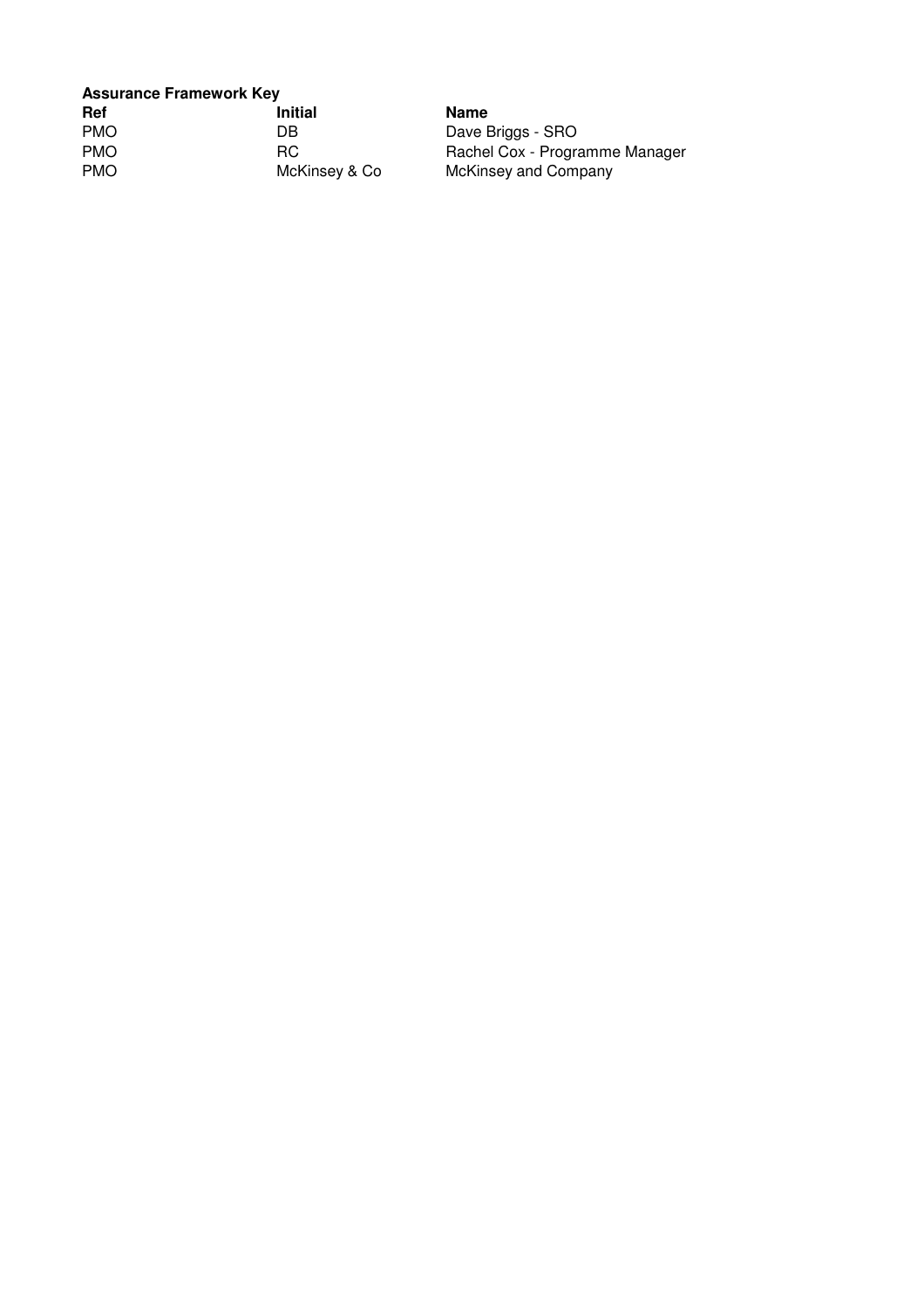**Assurance Framework Key**

| Ref | Initial | Name |
| --- | --- | --- |
| PMO | DB | Dave Briggs - SRO |
| PMO | RC | Rachel Cox - Programme Manager |
| PMO | McKinsey & Co | McKinsey and Company |